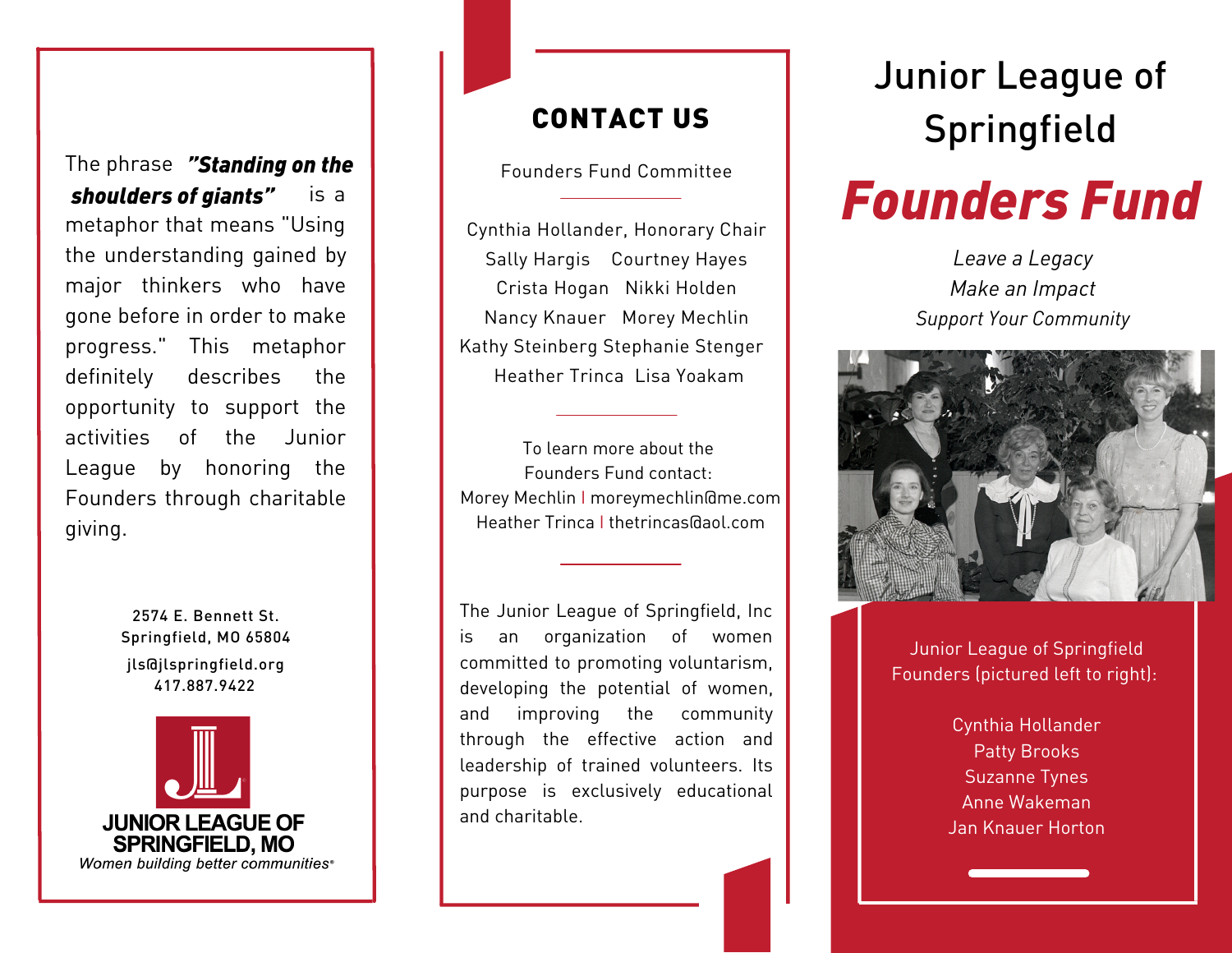The phrase ***"Standing on the shoulders of giants"*** is a metaphor that means "Using the understanding gained by major thinkers who have gone before in order to make progress." This metaphor definitely describes the opportunity to support the activities of the Junior League by honoring the Founders through charitable giving.

2574 E. Bennett St.
Springfield, MO 65804
jls@jlspringfield.org
417.887.9422

JUNIOR LEAGUE OF SPRINGFIELD, MO
*Women building better communities*®

## CONTACT US

Founders Fund Committee

Cynthia Hollander, Honorary Chair
Sally Hargis  Courtney Hayes
Crista Hogan  Nikki Holden
Nancy Knauer  Morey Mechlin
Kathy Steinberg  Stephanie Stenger
Heather Trinca  Lisa Yoakam

To learn more about the Founders Fund contact:
Morey Mechlin | moreymechlin@me.com
Heather Trinca | thetrincas@aol.com

The Junior League of Springfield, Inc is an organization of women committed to promoting voluntarism, developing the potential of women, and improving the community through the effective action and leadership of trained volunteers. Its purpose is exclusively educational and charitable.

# Junior League of Springfield

# ***Founders Fund***

*Leave a Legacy*
*Make an Impact*
*Support Your Community*

Junior League of Springfield Founders (pictured left to right):

Cynthia Hollander
Patty Brooks
Suzanne Tynes
Anne Wakeman
Jan Knauer Horton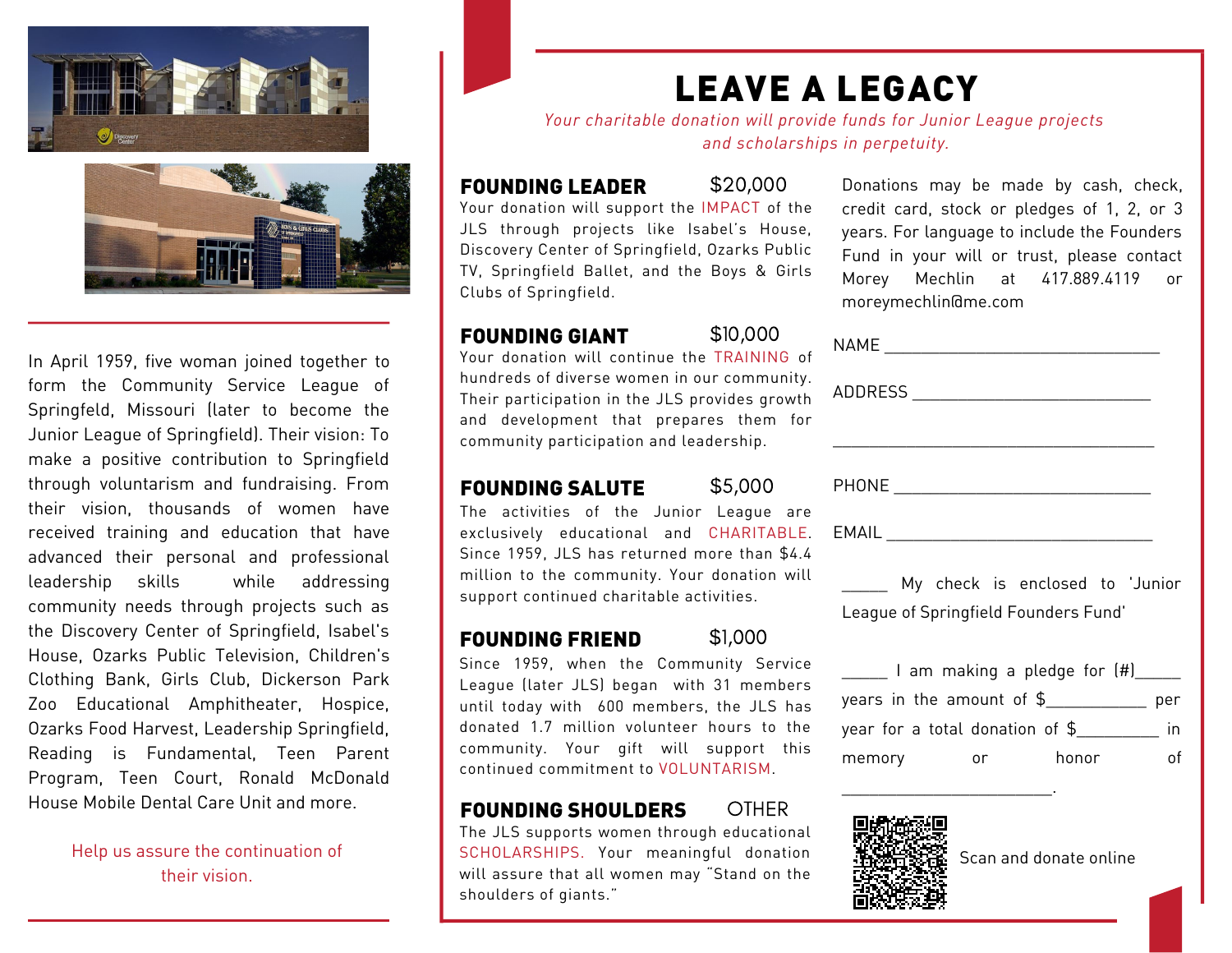In April 1959, five woman joined together to form the Community Service League of Springfeld, Missouri (later to become the Junior League of Springfield). Their vision: To make a positive contribution to Springfield through voluntarism and fundraising. From their vision, thousands of women have received training and education that have advanced their personal and professional leadership skills while addressing community needs through projects such as the Discovery Center of Springfield, Isabel's House, Ozarks Public Television, Children's Clothing Bank, Girls Club, Dickerson Park Zoo Educational Amphitheater, Hospice, Ozarks Food Harvest, Leadership Springfield, Reading is Fundamental, Teen Parent Program, Teen Court, Ronald McDonald House Mobile Dental Care Unit and more.

Help us assure the continuation of their vision.

# LEAVE A LEGACY

*Your charitable donation will provide funds for Junior League projects and scholarships in perpetuity.*

## FOUNDING LEADER — $20,000

Your donation will support the IMPACT of the JLS through projects like Isabel's House, Discovery Center of Springfield, Ozarks Public TV, Springfield Ballet, and the Boys & Girls Clubs of Springfield.

## FOUNDING GIANT — $10,000

Your donation will continue the TRAINING of hundreds of diverse women in our community. Their participation in the JLS provides growth and development that prepares them for community participation and leadership.

## FOUNDING SALUTE — $5,000

The activities of the Junior League are exclusively educational and CHARITABLE. Since 1959, JLS has returned more than $4.4 million to the community. Your donation will support continued charitable activities.

## FOUNDING FRIEND — $1,000

Since 1959, when the Community Service League (later JLS) began with 31 members until today with 600 members, the JLS has donated 1.7 million volunteer hours to the community. Your gift will support this continued commitment to VOLUNTARISM.

## FOUNDING SHOULDERS — OTHER

The JLS supports women through educational SCHOLARSHIPS. Your meaningful donation will assure that all women may "Stand on the shoulders of giants."

Donations may be made by cash, check, credit card, stock or pledges of 1, 2, or 3 years. For language to include the Founders Fund in your will or trust, please contact Morey Mechlin at 417.889.4119 or moreymechlin@me.com

NAME ______________________________

ADDRESS ____________________________

____________________________________

PHONE ______________________________

EMAIL ______________________________

_____ My check is enclosed to 'Junior League of Springfield Founders Fund'

_____ I am making a pledge for (#)_____ years in the amount of $___________ per year for a total donation of $_________ in memory or honor of ________________________.

Scan and donate online